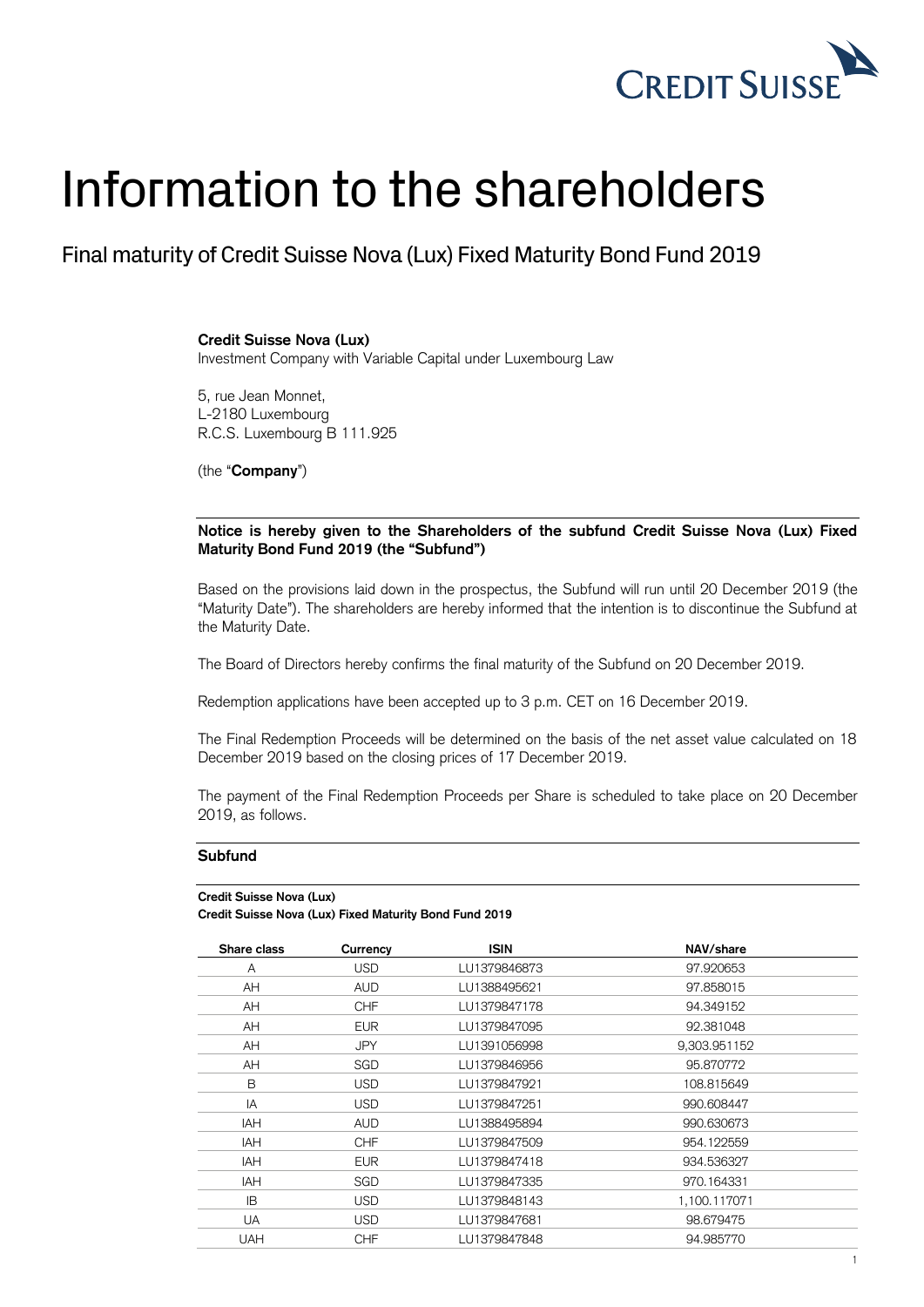# Information to the shareholders

## Final maturity of Credit Suisse Nova (Lux) Fixed Maturity Bond Fund 2019

**Credit Suisse Nova (Lux)**
Investment Company with Variable Capital under Luxembourg Law

5, rue Jean Monnet,
L-2180 Luxembourg
R.C.S. Luxembourg B 111.925

(the "**Company**")

**Notice is hereby given to the Shareholders of the subfund Credit Suisse Nova (Lux) Fixed Maturity Bond Fund 2019 (the "Subfund")**

Based on the provisions laid down in the prospectus, the Subfund will run until 20 December 2019 (the "Maturity Date"). The shareholders are hereby informed that the intention is to discontinue the Subfund at the Maturity Date.

The Board of Directors hereby confirms the final maturity of the Subfund on 20 December 2019.

Redemption applications have been accepted up to 3 p.m. CET on 16 December 2019.

The Final Redemption Proceeds will be determined on the basis of the net asset value calculated on 18 December 2019 based on the closing prices of 17 December 2019.

The payment of the Final Redemption Proceeds per Share is scheduled to take place on 20 December 2019, as follows.

**Subfund**

**Credit Suisse Nova (Lux)**
**Credit Suisse Nova (Lux) Fixed Maturity Bond Fund 2019**

| Share class | Currency | ISIN | NAV/share |
|---|---|---|---|
| A | USD | LU1379846873 | 97.920653 |
| AH | AUD | LU1388495621 | 97.858015 |
| AH | CHF | LU1379847178 | 94.349152 |
| AH | EUR | LU1379847095 | 92.381048 |
| AH | JPY | LU1391056998 | 9,303.951152 |
| AH | SGD | LU1379846956 | 95.870772 |
| B | USD | LU1379847921 | 108.815649 |
| IA | USD | LU1379847251 | 990.608447 |
| IAH | AUD | LU1388495894 | 990.630673 |
| IAH | CHF | LU1379847509 | 954.122559 |
| IAH | EUR | LU1379847418 | 934.536327 |
| IAH | SGD | LU1379847335 | 970.164331 |
| IB | USD | LU1379848143 | 1,100.117071 |
| UA | USD | LU1379847681 | 98.679475 |
| UAH | CHF | LU1379847848 | 94.985770 |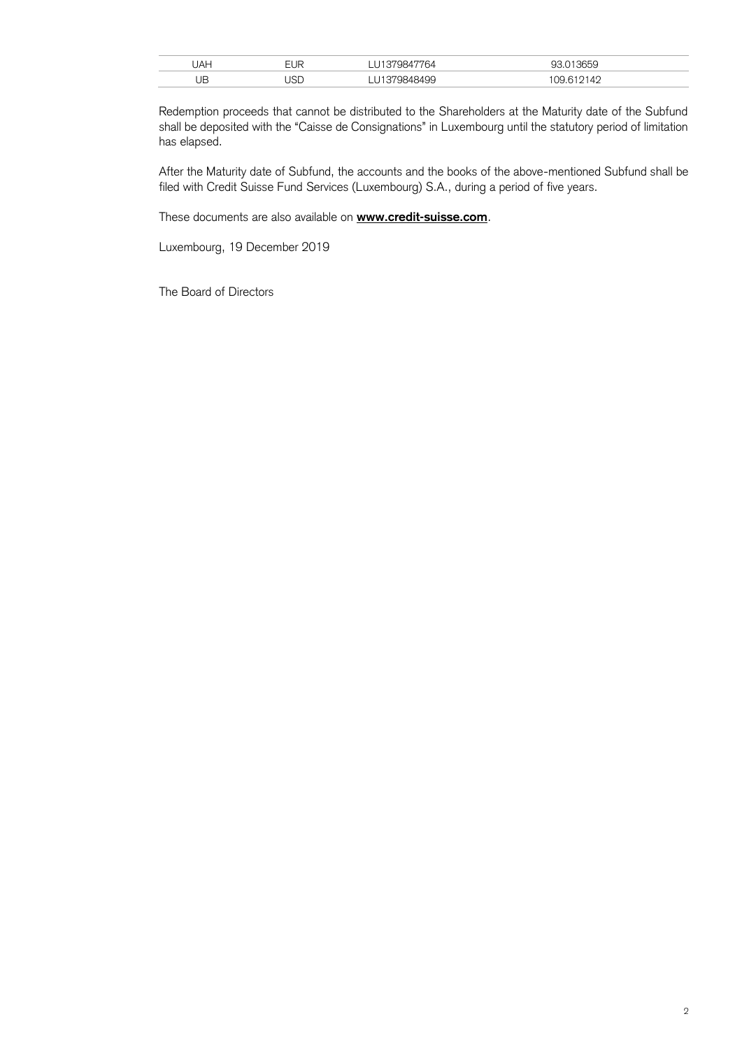| | | | |
|---|---|---|---|
| UAH | EUR | LU1379847764 | 93.013659 |
| UB | USD | LU1379848499 | 109.612142 |

Redemption proceeds that cannot be distributed to the Shareholders at the Maturity date of the Subfund shall be deposited with the "Caisse de Consignations" in Luxembourg until the statutory period of limitation has elapsed.

After the Maturity date of Subfund, the accounts and the books of the above-mentioned Subfund shall be filed with Credit Suisse Fund Services (Luxembourg) S.A., during a period of five years.

These documents are also available on **www.credit-suisse.com**.

Luxembourg, 19 December 2019

The Board of Directors